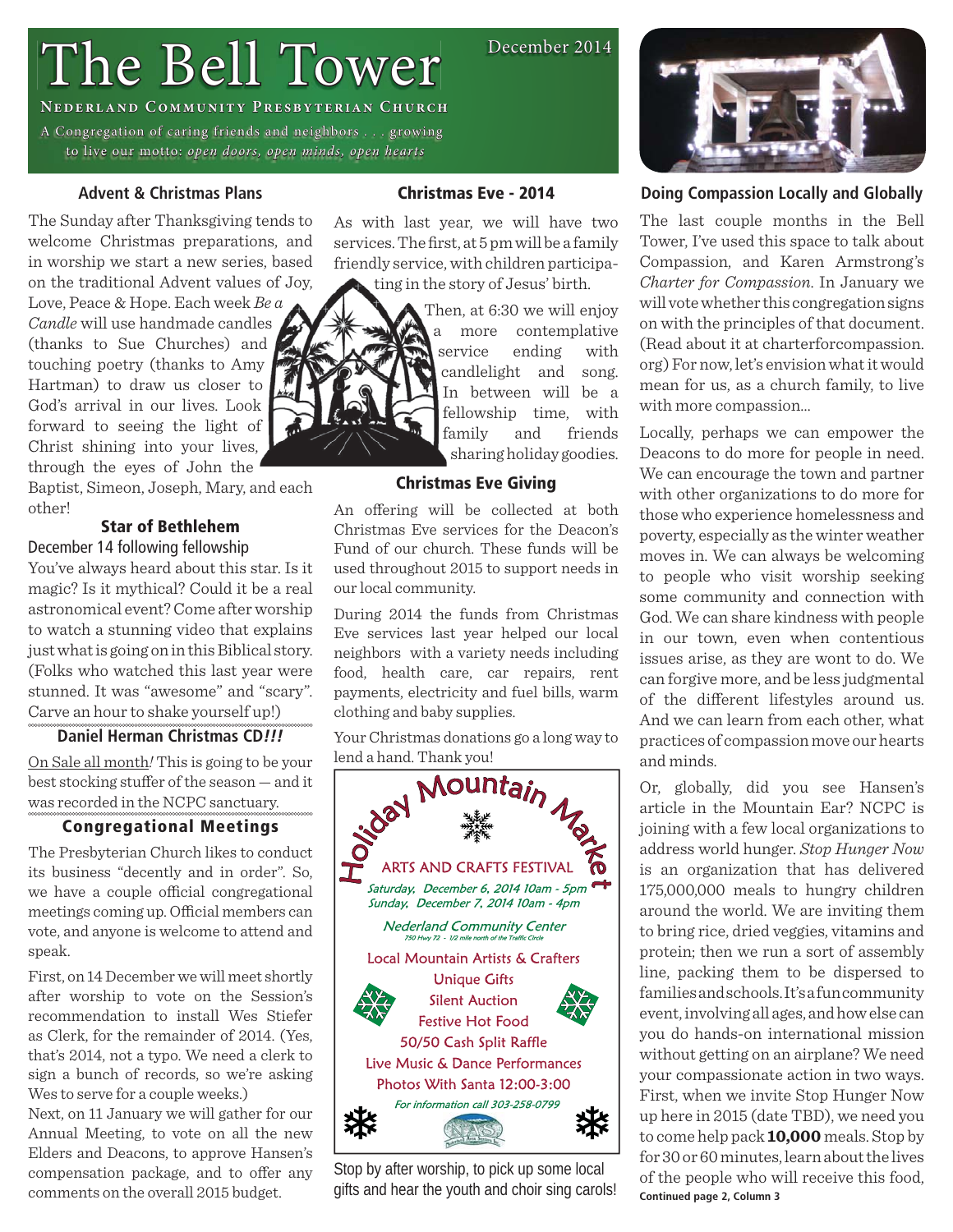# The Bell Tower

December 2014

**Nederland Community Presbyterian Church**

A Congregation of caring friends and neighbors . . . growing to live our motto: *open doors, open minds, open hearts*

## Advent & Christmas Plans

The Sunday after Thanksgiving tends to welcome Christmas preparations, and in worship we start a new series, based on the traditional Advent values of Joy, Love, Peace & Hope. Each week *Be a Candle* will use handmade candles (thanks to Sue Churches) and touching poetry (thanks to Amy Hartman) to draw us closer to God's arrival in our lives. Look forward to seeing the light of Christ shining into your lives, through the eyes of John the Baptist, Simeon, Joseph, Mary, and each other!

### Star of Bethlehem

December 14 following fellowship

You've always heard about this star. Is it magic? Is it mythical? Could it be a real astronomical event? Come after worship to watch a stunning video that explains just what is going on in this Biblical story. (Folks who watched this last year were stunned. It was "awesome" and "scary". Carve an hour to shake yourself up!)

### Daniel Herman Christmas CD*!!!*

On Sale all month*!* This is going to be your best stocking stuffer of the season — and it was recorded in the NCPC sanctuary.

### Congregational Meetings

The Presbyterian Church likes to conduct its business "decently and in order". So, we have a couple official congregational meetings coming up. Official members can vote, and anyone is welcome to attend and speak.

First, on 14 December we will meet shortly after worship to vote on the Session's recommendation to install Wes Stiefer as Clerk, for the remainder of 2014. (Yes, that's 2014, not a typo. We need a clerk to sign a bunch of records, so we're asking Wes to serve for a couple weeks.)

Next, on 11 January we will gather for our Annual Meeting, to vote on all the new Elders and Deacons, to approve Hansen's compensation package, and to offer any comments on the overall 2015 budget.

## Christmas Eve - 2014

As with last year, we will have two services. The first, at 5 pm will be a family friendly service, with children participating in the story of Jesus' birth.

Then, at 6:30 we will enjoy a more contemplative service ending with candlelight and song. In between will be a fellowship time, with family and friends sharing holiday goodies.

### Christmas Eve Giving

An offering will be collected at both Christmas Eve services for the Deacon's Fund of our church. These funds will be used throughout 2015 to support needs in our local community.

During 2014 the funds from Christmas Eve services last year helped our local neighbors with a variety needs including food, health care, car repairs, rent payments, electricity and fuel bills, warm clothing and baby supplies.

Your Christmas donations go a long way to lend a hand. Thank you!

**Holiday Mountain Market**

ARTS AND CRAFTS FESTIVAL

*Saturday, December 6, 2014 10am - 5pm*
*Sunday, December 7, 2014 10am - 4pm*

*Nederland Community Center*
750 Hwy 72 - 1/2 mile north of the Traffic Circle

Local Mountain Artists & Crafters
Unique Gifts
Silent Auction
Festive Hot Food
50/50 Cash Split Raffle
Live Music & Dance Performances
Photos With Santa 12:00-3:00

*For information call 303-258-0799*

Stop by after worship, to pick up some local gifts and hear the youth and choir sing carols!

## Doing Compassion Locally and Globally

The last couple months in the Bell Tower, I've used this space to talk about Compassion, and Karen Armstrong's *Charter for Compassion*. In January we will vote whether this congregation signs on with the principles of that document. (Read about it at charterforcompassion.org) For now, let's envision what it would mean for us, as a church family, to live with more compassion...

Locally, perhaps we can empower the Deacons to do more for people in need. We can encourage the town and partner with other organizations to do more for those who experience homelessness and poverty, especially as the winter weather moves in. We can always be welcoming to people who visit worship seeking some community and connection with God. We can share kindness with people in our town, even when contentious issues arise, as they are wont to do. We can forgive more, and be less judgmental of the different lifestyles around us. And we can learn from each other, what practices of compassion move our hearts and minds.

Or, globally, did you see Hansen's article in the Mountain Ear? NCPC is joining with a few local organizations to address world hunger. *Stop Hunger Now* is an organization that has delivered 175,000,000 meals to hungry children around the world. We are inviting them to bring rice, dried veggies, vitamins and protein; then we run a sort of assembly line, packing them to be dispersed to families and schools. It's a fun community event, involving all ages, and how else can you do hands-on international mission without getting on an airplane? We need your compassionate action in two ways. First, when we invite Stop Hunger Now up here in 2015 (date TBD), we need you to come help pack **10,000** meals. Stop by for 30 or 60 minutes, learn about the lives of the people who will receive this food,

**Continued page 2, Column 3**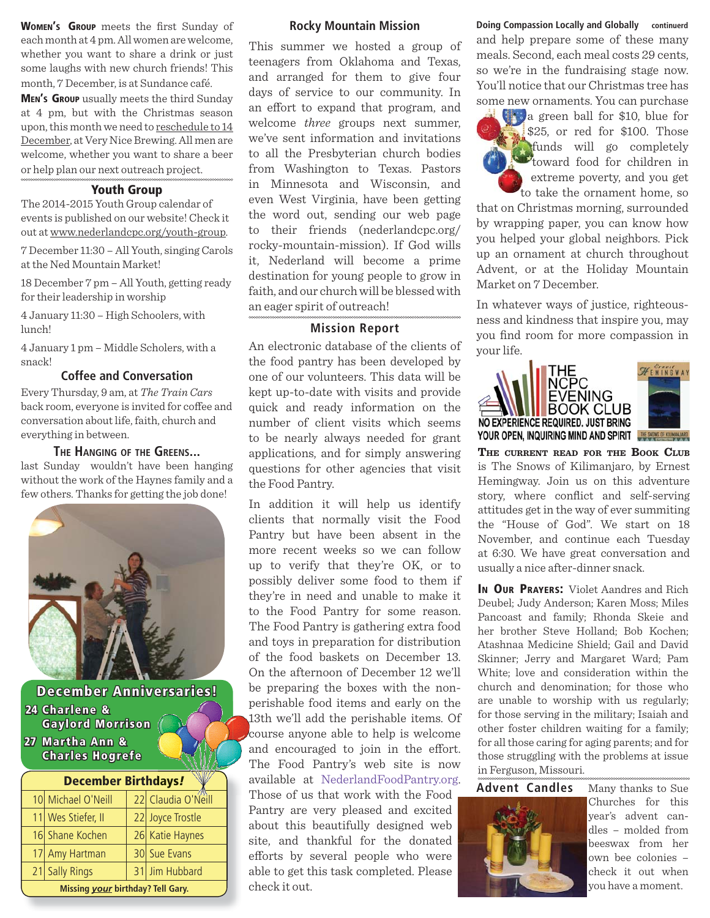**Women's Group** meets the first Sunday of each month at 4 pm. All women are welcome, whether you want to share a drink or just some laughs with new church friends! This month, 7 December, is at Sundance café.

**Men's Group** usually meets the third Sunday at 4 pm, but with the Christmas season upon, this month we need to reschedule to 14 December, at Very Nice Brewing. All men are welcome, whether you want to share a beer or help plan our next outreach project.

### Youth Group

The 2014-2015 Youth Group calendar of events is published on our website! Check it out at www.nederlandcpc.org/youth-group.

7 December 11:30 – All Youth, singing Carols at the Ned Mountain Market!

18 December 7 pm – All Youth, getting ready for their leadership in worship

4 January 11:30 – High Schoolers, with lunch!

4 January 1 pm – Middle Scholers, with a snack!

### Coffee and Conversation

Every Thursday, 9 am, at *The Train Cars* back room, everyone is invited for coffee and conversation about life, faith, church and everything in between.

### The Hanging of the Greens...

last Sunday wouldn't have been hanging without the work of the Haynes family and a few others. Thanks for getting the job done!

### December Anniversaries!

**24** Charlene & Gaylord Morrison

**27** Martha Ann & Charles Hogrefe

### December Birthdays!

| | | | |
|---|---|---|---|
| 10 | Michael O'Neill | 22 | Claudia O'Neill |
| 11 | Wes Stiefer, II | 22 | Joyce Trostle |
| 16 | Shane Kochen | 26 | Katie Haynes |
| 17 | Amy Hartman | 30 | Sue Evans |
| 21 | Sally Rings | 31 | Jim Hubbard |

**Missing *your* birthday? Tell Gary.**

### Rocky Mountain Mission

This summer we hosted a group of teenagers from Oklahoma and Texas, and arranged for them to give four days of service to our community. In an effort to expand that program, and welcome *three* groups next summer, we've sent information and invitations to all the Presbyterian church bodies from Washington to Texas. Pastors in Minnesota and Wisconsin, and even West Virginia, have been getting the word out, sending our web page to their friends (nederlandcpc.org/rocky-mountain-mission). If God wills it, Nederland will become a prime destination for young people to grow in faith, and our church will be blessed with an eager spirit of outreach!

### Mission Report

An electronic database of the clients of the food pantry has been developed by one of our volunteers. This data will be kept up-to-date with visits and provide quick and ready information on the number of client visits which seems to be nearly always needed for grant applications, and for simply answering questions for other agencies that visit the Food Pantry.

In addition it will help us identify clients that normally visit the Food Pantry but have been absent in the more recent weeks so we can follow up to verify that they're OK, or to possibly deliver some food to them if they're in need and unable to make it to the Food Pantry for some reason. The Food Pantry is gathering extra food and toys in preparation for distribution of the food baskets on December 13. On the afternoon of December 12 we'll be preparing the boxes with the non-perishable food items and early on the 13th we'll add the perishable items. Of course anyone able to help is welcome and encouraged to join in the effort. The Food Pantry's web site is now available at NederlandFoodPantry.org. Those of us that work with the Food Pantry are very pleased and excited about this beautifully designed web site, and thankful for the donated efforts by several people who were able to get this task completed. Please check it out.

**Doing Compassion Locally and Globally** continuerd

and help prepare some of these many meals. Second, each meal costs 29 cents, so we're in the fundraising stage now. You'll notice that our Christmas tree has some new ornaments. You can purchase a green ball for $10, blue for $25, or red for $100. Those funds will go completely toward food for children in extreme poverty, and you get to take the ornament home, so that on Christmas morning, surrounded by wrapping paper, you can know how you helped your global neighbors. Pick up an ornament at church throughout Advent, or at the Holiday Mountain Market on 7 December.

In whatever ways of justice, righteousness and kindness that inspire you, may you find room for more compassion in your life.

THE NCPC EVENING BOOK CLUB

NO EXPERIENCE REQUIRED. JUST BRING YOUR OPEN, INQUIRING MIND AND SPIRIT

**The current read for the Book Club** is The Snows of Kilimanjaro, by Ernest Hemingway. Join us on this adventure story, where conflict and self-serving attitudes get in the way of ever summiting the "House of God". We start on 18 November, and continue each Tuesday at 6:30. We have great conversation and usually a nice after-dinner snack.

**In Our Prayers:** Violet Aandres and Rich Deubel; Judy Anderson; Karen Moss; Miles Pancoast and family; Rhonda Skeie and her brother Steve Holland; Bob Kochen; Atashnaa Medicine Shield; Gail and David Skinner; Jerry and Margaret Ward; Pam White; love and consideration within the church and denomination; for those who are unable to worship with us regularly; for those serving in the military; Isaiah and other foster children waiting for a family; for all those caring for aging parents; and for those struggling with the problems at issue in Ferguson, Missouri.

### Advent Candles

Many thanks to Sue Churches for this year's advent candles – molded from beeswax from her own bee colonies – check it out when you have a moment.